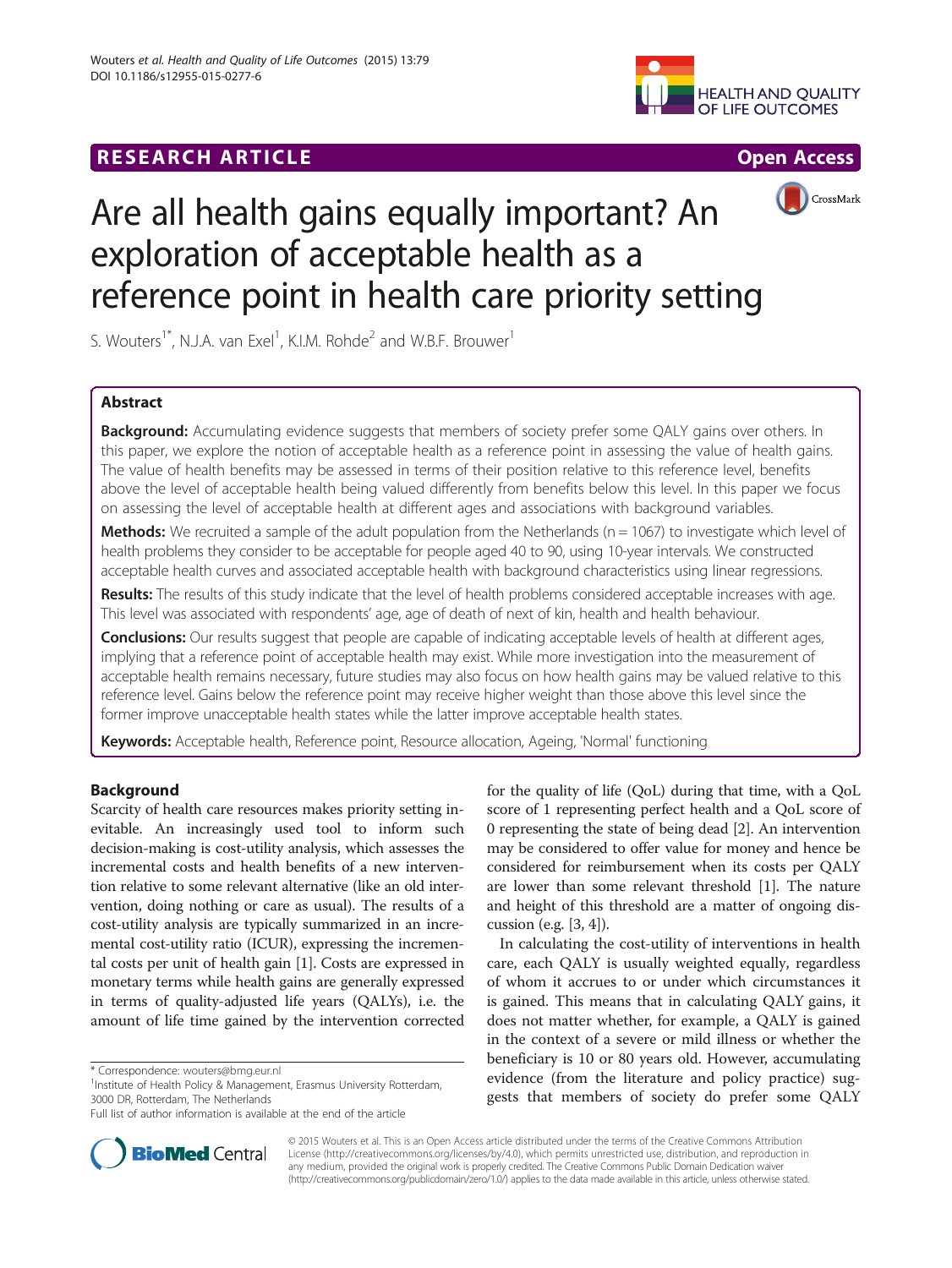RESEARCH ARTICLE

Open Access

# Are all health gains equally important? An exploration of acceptable health as a reference point in health care priority setting

S. Wouters[1*], N.J.A. van Exel[1], K.I.M. Rohde[2] and W.B.F. Brouwer[1]

## Abstract

**Background:** Accumulating evidence suggests that members of society prefer some QALY gains over others. In this paper, we explore the notion of acceptable health as a reference point in assessing the value of health gains. The value of health benefits may be assessed in terms of their position relative to this reference level, benefits above the level of acceptable health being valued differently from benefits below this level. In this paper we focus on assessing the level of acceptable health at different ages and associations with background variables.

**Methods:** We recruited a sample of the adult population from the Netherlands (n = 1067) to investigate which level of health problems they consider to be acceptable for people aged 40 to 90, using 10-year intervals. We constructed acceptable health curves and associated acceptable health with background characteristics using linear regressions.

**Results:** The results of this study indicate that the level of health problems considered acceptable increases with age. This level was associated with respondents' age, age of death of next of kin, health and health behaviour.

**Conclusions:** Our results suggest that people are capable of indicating acceptable levels of health at different ages, implying that a reference point of acceptable health may exist. While more investigation into the measurement of acceptable health remains necessary, future studies may also focus on how health gains may be valued relative to this reference level. Gains below the reference point may receive higher weight than those above this level since the former improve unacceptable health states while the latter improve acceptable health states.

**Keywords:** Acceptable health, Reference point, Resource allocation, Ageing, 'Normal' functioning

## Background

Scarcity of health care resources makes priority setting inevitable. An increasingly used tool to inform such decision-making is cost-utility analysis, which assesses the incremental costs and health benefits of a new intervention relative to some relevant alternative (like an old intervention, doing nothing or care as usual). The results of a cost-utility analysis are typically summarized in an incremental cost-utility ratio (ICUR), expressing the incremental costs per unit of health gain [1]. Costs are expressed in monetary terms while health gains are generally expressed in terms of quality-adjusted life years (QALYs), i.e. the amount of life time gained by the intervention corrected for the quality of life (QoL) during that time, with a QoL score of 1 representing perfect health and a QoL score of 0 representing the state of being dead [2]. An intervention may be considered to offer value for money and hence be considered for reimbursement when its costs per QALY are lower than some relevant threshold [1]. The nature and height of this threshold are a matter of ongoing discussion (e.g. [3, 4]).

In calculating the cost-utility of interventions in health care, each QALY is usually weighted equally, regardless of whom it accrues to or under which circumstances it is gained. This means that in calculating QALY gains, it does not matter whether, for example, a QALY is gained in the context of a severe or mild illness or whether the beneficiary is 10 or 80 years old. However, accumulating evidence (from the literature and policy practice) suggests that members of society do prefer some QALY

\* Correspondence: wouters@bmg.eur.nl
[1]Institute of Health Policy & Management, Erasmus University Rotterdam, 3000 DR, Rotterdam, The Netherlands
Full list of author information is available at the end of the article

© 2015 Wouters et al. This is an Open Access article distributed under the terms of the Creative Commons Attribution License (http://creativecommons.org/licenses/by/4.0), which permits unrestricted use, distribution, and reproduction in any medium, provided the original work is properly credited. The Creative Commons Public Domain Dedication waiver (http://creativecommons.org/publicdomain/zero/1.0/) applies to the data made available in this article, unless otherwise stated.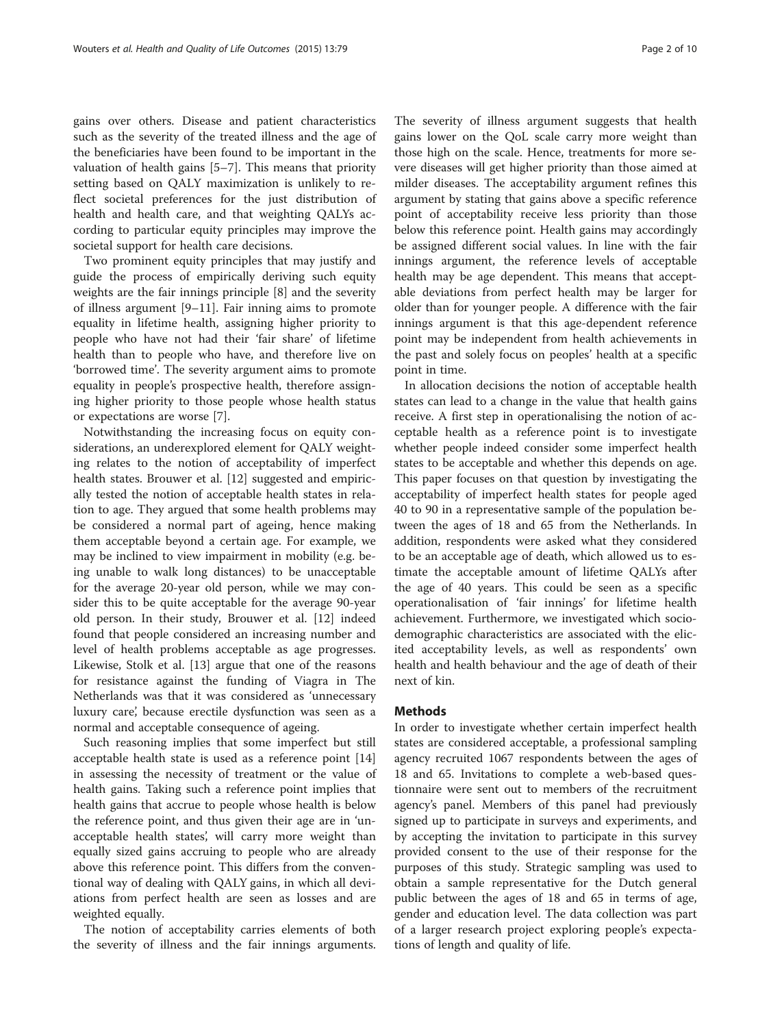gains over others. Disease and patient characteristics such as the severity of the treated illness and the age of the beneficiaries have been found to be important in the valuation of health gains [5–7]. This means that priority setting based on QALY maximization is unlikely to reflect societal preferences for the just distribution of health and health care, and that weighting QALYs according to particular equity principles may improve the societal support for health care decisions.

Two prominent equity principles that may justify and guide the process of empirically deriving such equity weights are the fair innings principle [8] and the severity of illness argument [9–11]. Fair inning aims to promote equality in lifetime health, assigning higher priority to people who have not had their 'fair share' of lifetime health than to people who have, and therefore live on 'borrowed time'. The severity argument aims to promote equality in people's prospective health, therefore assigning higher priority to those people whose health status or expectations are worse [7].

Notwithstanding the increasing focus on equity considerations, an underexplored element for QALY weighting relates to the notion of acceptability of imperfect health states. Brouwer et al. [12] suggested and empirically tested the notion of acceptable health states in relation to age. They argued that some health problems may be considered a normal part of ageing, hence making them acceptable beyond a certain age. For example, we may be inclined to view impairment in mobility (e.g. being unable to walk long distances) to be unacceptable for the average 20-year old person, while we may consider this to be quite acceptable for the average 90-year old person. In their study, Brouwer et al. [12] indeed found that people considered an increasing number and level of health problems acceptable as age progresses. Likewise, Stolk et al. [13] argue that one of the reasons for resistance against the funding of Viagra in The Netherlands was that it was considered as 'unnecessary luxury care', because erectile dysfunction was seen as a normal and acceptable consequence of ageing.

Such reasoning implies that some imperfect but still acceptable health state is used as a reference point [14] in assessing the necessity of treatment or the value of health gains. Taking such a reference point implies that health gains that accrue to people whose health is below the reference point, and thus given their age are in 'unacceptable health states', will carry more weight than equally sized gains accruing to people who are already above this reference point. This differs from the conventional way of dealing with QALY gains, in which all deviations from perfect health are seen as losses and are weighted equally.

The notion of acceptability carries elements of both the severity of illness and the fair innings arguments. The severity of illness argument suggests that health gains lower on the QoL scale carry more weight than those high on the scale. Hence, treatments for more severe diseases will get higher priority than those aimed at milder diseases. The acceptability argument refines this argument by stating that gains above a specific reference point of acceptability receive less priority than those below this reference point. Health gains may accordingly be assigned different social values. In line with the fair innings argument, the reference levels of acceptable health may be age dependent. This means that acceptable deviations from perfect health may be larger for older than for younger people. A difference with the fair innings argument is that this age-dependent reference point may be independent from health achievements in the past and solely focus on peoples' health at a specific point in time.

In allocation decisions the notion of acceptable health states can lead to a change in the value that health gains receive. A first step in operationalising the notion of acceptable health as a reference point is to investigate whether people indeed consider some imperfect health states to be acceptable and whether this depends on age. This paper focuses on that question by investigating the acceptability of imperfect health states for people aged 40 to 90 in a representative sample of the population between the ages of 18 and 65 from the Netherlands. In addition, respondents were asked what they considered to be an acceptable age of death, which allowed us to estimate the acceptable amount of lifetime QALYs after the age of 40 years. This could be seen as a specific operationalisation of 'fair innings' for lifetime health achievement. Furthermore, we investigated which sociodemographic characteristics are associated with the elicited acceptability levels, as well as respondents' own health and health behaviour and the age of death of their next of kin.

## Methods

In order to investigate whether certain imperfect health states are considered acceptable, a professional sampling agency recruited 1067 respondents between the ages of 18 and 65. Invitations to complete a web-based questionnaire were sent out to members of the recruitment agency's panel. Members of this panel had previously signed up to participate in surveys and experiments, and by accepting the invitation to participate in this survey provided consent to the use of their response for the purposes of this study. Strategic sampling was used to obtain a sample representative for the Dutch general public between the ages of 18 and 65 in terms of age, gender and education level. The data collection was part of a larger research project exploring people's expectations of length and quality of life.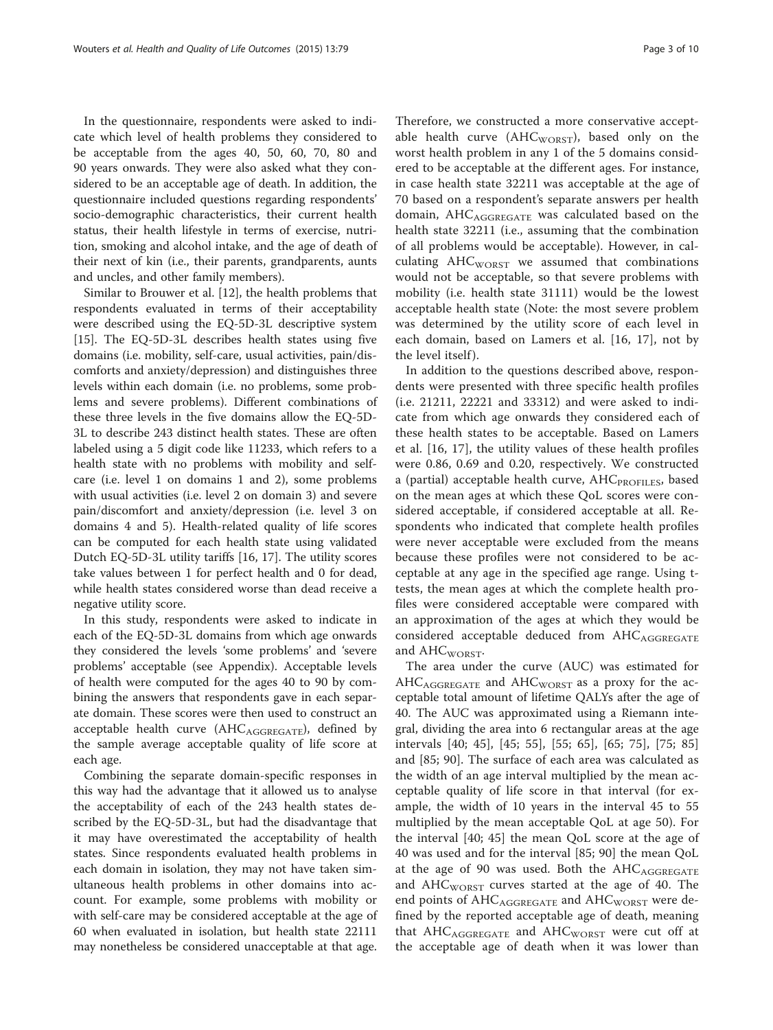In the questionnaire, respondents were asked to indicate which level of health problems they considered to be acceptable from the ages 40, 50, 60, 70, 80 and 90 years onwards. They were also asked what they considered to be an acceptable age of death. In addition, the questionnaire included questions regarding respondents' socio-demographic characteristics, their current health status, their health lifestyle in terms of exercise, nutrition, smoking and alcohol intake, and the age of death of their next of kin (i.e., their parents, grandparents, aunts and uncles, and other family members).

Similar to Brouwer et al. [12], the health problems that respondents evaluated in terms of their acceptability were described using the EQ-5D-3L descriptive system [15]. The EQ-5D-3L describes health states using five domains (i.e. mobility, self-care, usual activities, pain/discomforts and anxiety/depression) and distinguishes three levels within each domain (i.e. no problems, some problems and severe problems). Different combinations of these three levels in the five domains allow the EQ-5D-3L to describe 243 distinct health states. These are often labeled using a 5 digit code like 11233, which refers to a health state with no problems with mobility and self-care (i.e. level 1 on domains 1 and 2), some problems with usual activities (i.e. level 2 on domain 3) and severe pain/discomfort and anxiety/depression (i.e. level 3 on domains 4 and 5). Health-related quality of life scores can be computed for each health state using validated Dutch EQ-5D-3L utility tariffs [16, 17]. The utility scores take values between 1 for perfect health and 0 for dead, while health states considered worse than dead receive a negative utility score.

In this study, respondents were asked to indicate in each of the EQ-5D-3L domains from which age onwards they considered the levels 'some problems' and 'severe problems' acceptable (see Appendix). Acceptable levels of health were computed for the ages 40 to 90 by combining the answers that respondents gave in each separate domain. These scores were then used to construct an acceptable health curve ($AHC_{AGGREGATE}$), defined by the sample average acceptable quality of life score at each age.

Combining the separate domain-specific responses in this way had the advantage that it allowed us to analyse the acceptability of each of the 243 health states described by the EQ-5D-3L, but had the disadvantage that it may have overestimated the acceptability of health states. Since respondents evaluated health problems in each domain in isolation, they may not have taken simultaneous health problems in other domains into account. For example, some problems with mobility or with self-care may be considered acceptable at the age of 60 when evaluated in isolation, but health state 22111 may nonetheless be considered unacceptable at that age. Therefore, we constructed a more conservative acceptable health curve ($AHC_{WORST}$), based only on the worst health problem in any 1 of the 5 domains considered to be acceptable at the different ages. For instance, in case health state 32211 was acceptable at the age of 70 based on a respondent's separate answers per health domain, $AHC_{AGGREGATE}$ was calculated based on the health state 32211 (i.e., assuming that the combination of all problems would be acceptable). However, in calculating $AHC_{WORST}$ we assumed that combinations would not be acceptable, so that severe problems with mobility (i.e. health state 31111) would be the lowest acceptable health state (Note: the most severe problem was determined by the utility score of each level in each domain, based on Lamers et al. [16, 17], not by the level itself).

In addition to the questions described above, respondents were presented with three specific health profiles (i.e. 21211, 22221 and 33312) and were asked to indicate from which age onwards they considered each of these health states to be acceptable. Based on Lamers et al. [16, 17], the utility values of these health profiles were 0.86, 0.69 and 0.20, respectively. We constructed a (partial) acceptable health curve, $AHC_{PROFILES}$, based on the mean ages at which these QoL scores were considered acceptable, if considered acceptable at all. Respondents who indicated that complete health profiles were never acceptable were excluded from the means because these profiles were not considered to be acceptable at any age in the specified age range. Using t-tests, the mean ages at which the complete health profiles were considered acceptable were compared with an approximation of the ages at which they would be considered acceptable deduced from $AHC_{AGGREGATE}$ and $AHC_{WORST}$.

The area under the curve (AUC) was estimated for $AHC_{AGGREGATE}$ and $AHC_{WORST}$ as a proxy for the acceptable total amount of lifetime QALYs after the age of 40. The AUC was approximated using a Riemann integral, dividing the area into 6 rectangular areas at the age intervals [40; 45], [45; 55], [55; 65], [65; 75], [75; 85] and [85; 90]. The surface of each area was calculated as the width of an age interval multiplied by the mean acceptable quality of life score in that interval (for example, the width of 10 years in the interval 45 to 55 multiplied by the mean acceptable QoL at age 50). For the interval [40; 45] the mean QoL score at the age of 40 was used and for the interval [85; 90] the mean QoL at the age of 90 was used. Both the $AHC_{AGGREGATE}$ and $AHC_{WORST}$ curves started at the age of 40. The end points of $AHC_{AGGREGATE}$ and $AHC_{WORST}$ were defined by the reported acceptable age of death, meaning that $AHC_{AGGREGATE}$ and $AHC_{WORST}$ were cut off at the acceptable age of death when it was lower than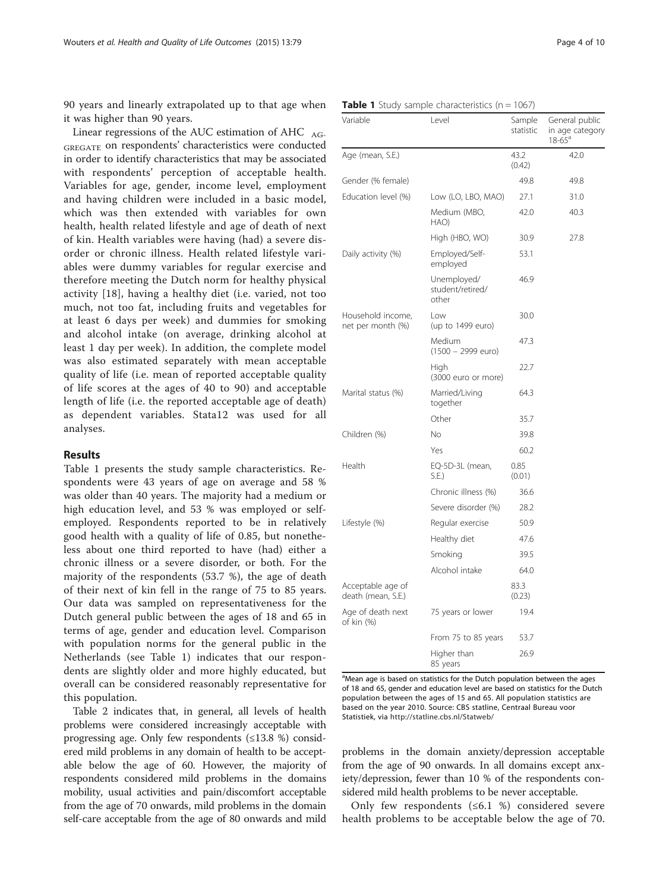90 years and linearly extrapolated up to that age when it was higher than 90 years.

Linear regressions of the AUC estimation of AHC $_{AGGREGATE}$ on respondents' characteristics were conducted in order to identify characteristics that may be associated with respondents' perception of acceptable health. Variables for age, gender, income level, employment and having children were included in a basic model, which was then extended with variables for own health, health related lifestyle and age of death of next of kin. Health variables were having (had) a severe disorder or chronic illness. Health related lifestyle variables were dummy variables for regular exercise and therefore meeting the Dutch norm for healthy physical activity [18], having a healthy diet (i.e. varied, not too much, not too fat, including fruits and vegetables for at least 6 days per week) and dummies for smoking and alcohol intake (on average, drinking alcohol at least 1 day per week). In addition, the complete model was also estimated separately with mean acceptable quality of life (i.e. mean of reported acceptable quality of life scores at the ages of 40 to 90) and acceptable length of life (i.e. the reported acceptable age of death) as dependent variables. Stata12 was used for all analyses.

## Results

Table 1 presents the study sample characteristics. Respondents were 43 years of age on average and 58 % was older than 40 years. The majority had a medium or high education level, and 53 % was employed or self-employed. Respondents reported to be in relatively good health with a quality of life of 0.85, but nonetheless about one third reported to have (had) either a chronic illness or a severe disorder, or both. For the majority of the respondents (53.7 %), the age of death of their next of kin fell in the range of 75 to 85 years. Our data was sampled on representativeness for the Dutch general public between the ages of 18 and 65 in terms of age, gender and education level. Comparison with population norms for the general public in the Netherlands (see Table 1) indicates that our respondents are slightly older and more highly educated, but overall can be considered reasonably representative for this population.

Table 2 indicates that, in general, all levels of health problems were considered increasingly acceptable with progressing age. Only few respondents (≤13.8 %) considered mild problems in any domain of health to be acceptable below the age of 60. However, the majority of respondents considered mild problems in the domains mobility, usual activities and pain/discomfort acceptable from the age of 70 onwards, mild problems in the domain self-care acceptable from the age of 80 onwards and mild problems in the domain anxiety/depression acceptable from the age of 90 onwards. In all domains except anxiety/depression, fewer than 10 % of the respondents considered mild health problems to be never acceptable.

Only few respondents (≤6.1 %) considered severe health problems to be acceptable below the age of 70.

**Table 1** Study sample characteristics (n = 1067)

| Variable | Level | Sample statistic | General public in age category 18-65[a] |
|---|---|---|---|
| Age (mean, S.E.) | | 43.2 (0.42) | 42.0 |
| Gender (% female) | | 49.8 | 49.8 |
| Education level (%) | Low (LO, LBO, MAO) | 27.1 | 31.0 |
| | Medium (MBO, HAO) | 42.0 | 40.3 |
| | High (HBO, WO) | 30.9 | 27.8 |
| Daily activity (%) | Employed/Self-employed | 53.1 | |
| | Unemployed/student/retired/other | 46.9 | |
| Household income, net per month (%) | Low (up to 1499 euro) | 30.0 | |
| | Medium (1500 – 2999 euro) | 47.3 | |
| | High (3000 euro or more) | 22.7 | |
| Marital status (%) | Married/Living together | 64.3 | |
| | Other | 35.7 | |
| Children (%) | No | 39.8 | |
| | Yes | 60.2 | |
| Health | EQ-5D-3L (mean, S.E.) | 0.85 (0.01) | |
| | Chronic illness (%) | 36.6 | |
| | Severe disorder (%) | 28.2 | |
| Lifestyle (%) | Regular exercise | 50.9 | |
| | Healthy diet | 47.6 | |
| | Smoking | 39.5 | |
| | Alcohol intake | 64.0 | |
| Acceptable age of death (mean, S.E.) | | 83.3 (0.23) | |
| Age of death next of kin (%) | 75 years or lower | 19.4 | |
| | From 75 to 85 years | 53.7 | |
| | Higher than 85 years | 26.9 | |

[a]Mean age is based on statistics for the Dutch population between the ages of 18 and 65, gender and education level are based on statistics for the Dutch population between the ages of 15 and 65. All population statistics are based on the year 2010. Source: CBS statline, Centraal Bureau voor Statistiek, via http://statline.cbs.nl/Statweb/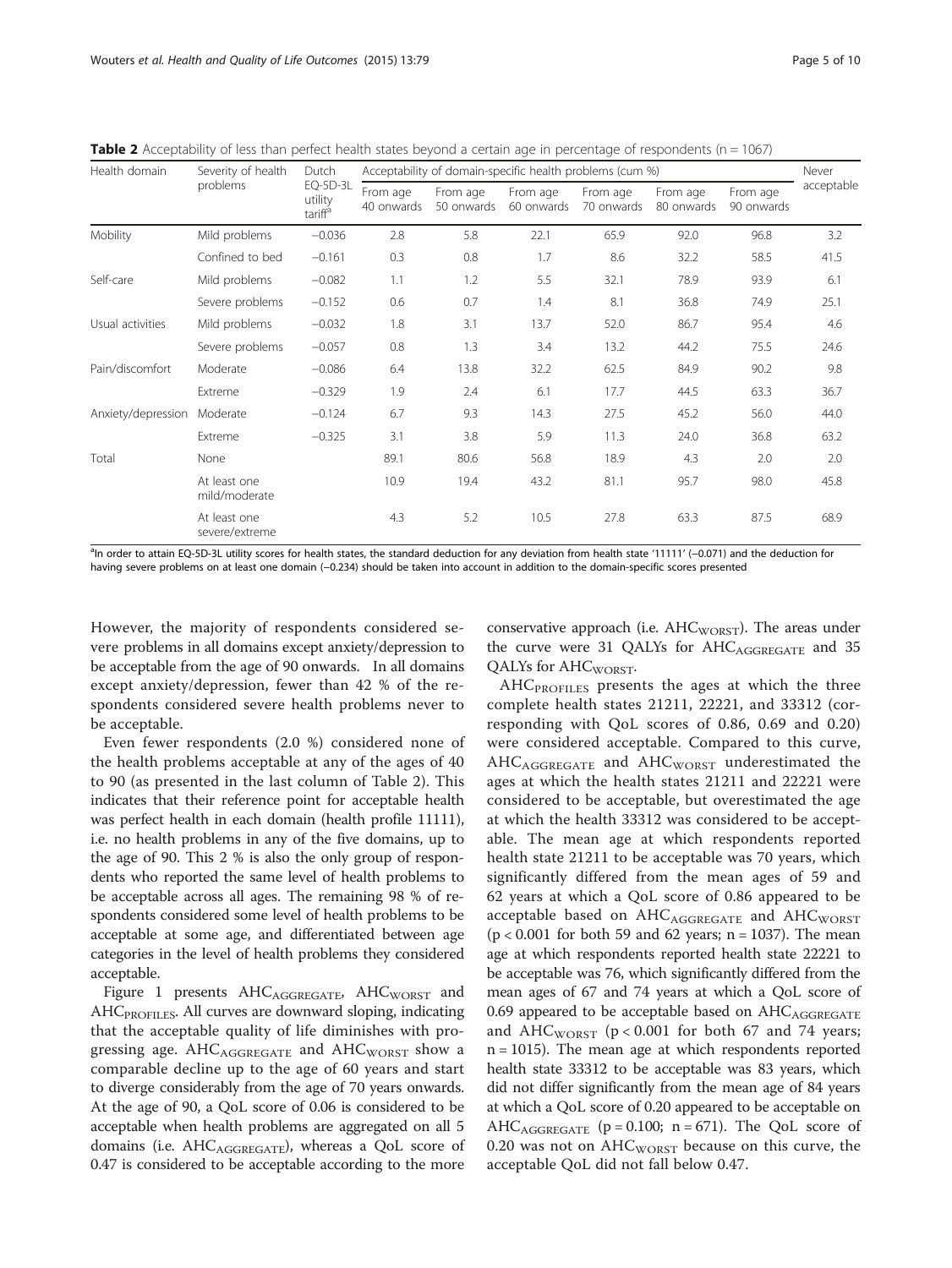**Table 2** Acceptability of less than perfect health states beyond a certain age in percentage of respondents (n = 1067)

| Health domain | Severity of health problems | Dutch EQ-5D-3L utility tariff[a] | Acceptability of domain-specific health problems (cum %) | | | | | | Never acceptable |
|---|---|---|---|---|---|---|---|---|---|
| | | | From age 40 onwards | From age 50 onwards | From age 60 onwards | From age 70 onwards | From age 80 onwards | From age 90 onwards | |
| Mobility | Mild problems | −0.036 | 2.8 | 5.8 | 22.1 | 65.9 | 92.0 | 96.8 | 3.2 |
| | Confined to bed | −0.161 | 0.3 | 0.8 | 1.7 | 8.6 | 32.2 | 58.5 | 41.5 |
| Self-care | Mild problems | −0.082 | 1.1 | 1.2 | 5.5 | 32.1 | 78.9 | 93.9 | 6.1 |
| | Severe problems | −0.152 | 0.6 | 0.7 | 1.4 | 8.1 | 36.8 | 74.9 | 25.1 |
| Usual activities | Mild problems | −0.032 | 1.8 | 3.1 | 13.7 | 52.0 | 86.7 | 95.4 | 4.6 |
| | Severe problems | −0.057 | 0.8 | 1.3 | 3.4 | 13.2 | 44.2 | 75.5 | 24.6 |
| Pain/discomfort | Moderate | −0.086 | 6.4 | 13.8 | 32.2 | 62.5 | 84.9 | 90.2 | 9.8 |
| | Extreme | −0.329 | 1.9 | 2.4 | 6.1 | 17.7 | 44.5 | 63.3 | 36.7 |
| Anxiety/depression | Moderate | −0.124 | 6.7 | 9.3 | 14.3 | 27.5 | 45.2 | 56.0 | 44.0 |
| | Extreme | −0.325 | 3.1 | 3.8 | 5.9 | 11.3 | 24.0 | 36.8 | 63.2 |
| Total | None | | 89.1 | 80.6 | 56.8 | 18.9 | 4.3 | 2.0 | 2.0 |
| | At least one mild/moderate | | 10.9 | 19.4 | 43.2 | 81.1 | 95.7 | 98.0 | 45.8 |
| | At least one severe/extreme | | 4.3 | 5.2 | 10.5 | 27.8 | 63.3 | 87.5 | 68.9 |

[a]In order to attain EQ-5D-3L utility scores for health states, the standard deduction for any deviation from health state '11111' (−0.071) and the deduction for having severe problems on at least one domain (−0.234) should be taken into account in addition to the domain-specific scores presented

However, the majority of respondents considered severe problems in all domains except anxiety/depression to be acceptable from the age of 90 onwards. In all domains except anxiety/depression, fewer than 42 % of the respondents considered severe health problems never to be acceptable.

Even fewer respondents (2.0 %) considered none of the health problems acceptable at any of the ages of 40 to 90 (as presented in the last column of Table 2). This indicates that their reference point for acceptable health was perfect health in each domain (health profile 11111), i.e. no health problems in any of the five domains, up to the age of 90. This 2 % is also the only group of respondents who reported the same level of health problems to be acceptable across all ages. The remaining 98 % of respondents considered some level of health problems to be acceptable at some age, and differentiated between age categories in the level of health problems they considered acceptable.

Figure 1 presents $AHC_{AGGREGATE}$, $AHC_{WORST}$ and $AHC_{PROFILES}$. All curves are downward sloping, indicating that the acceptable quality of life diminishes with progressing age. $AHC_{AGGREGATE}$ and $AHC_{WORST}$ show a comparable decline up to the age of 60 years and start to diverge considerably from the age of 70 years onwards. At the age of 90, a QoL score of 0.06 is considered to be acceptable when health problems are aggregated on all 5 domains (i.e. $AHC_{AGGREGATE}$), whereas a QoL score of 0.47 is considered to be acceptable according to the more conservative approach (i.e. $AHC_{WORST}$). The areas under the curve were 31 QALYs for $AHC_{AGGREGATE}$ and 35 QALYs for $AHC_{WORST}$.

$AHC_{PROFILES}$ presents the ages at which the three complete health states 21211, 22221, and 33312 (corresponding with QoL scores of 0.86, 0.69 and 0.20) were considered acceptable. Compared to this curve, $AHC_{AGGREGATE}$ and $AHC_{WORST}$ underestimated the ages at which the health states 21211 and 22221 were considered to be acceptable, but overestimated the age at which the health 33312 was considered to be acceptable. The mean age at which respondents reported health state 21211 to be acceptable was 70 years, which significantly differed from the mean ages of 59 and 62 years at which a QoL score of 0.86 appeared to be acceptable based on $AHC_{AGGREGATE}$ and $AHC_{WORST}$ ($p < 0.001$ for both 59 and 62 years; $n = 1037$). The mean age at which respondents reported health state 22221 to be acceptable was 76, which significantly differed from the mean ages of 67 and 74 years at which a QoL score of 0.69 appeared to be acceptable based on $AHC_{AGGREGATE}$ and $AHC_{WORST}$ ($p < 0.001$ for both 67 and 74 years; $n = 1015$). The mean age at which respondents reported health state 33312 to be acceptable was 83 years, which did not differ significantly from the mean age of 84 years at which a QoL score of 0.20 appeared to be acceptable on $AHC_{AGGREGATE}$ ($p = 0.100$; $n = 671$). The QoL score of 0.20 was not on $AHC_{WORST}$ because on this curve, the acceptable QoL did not fall below 0.47.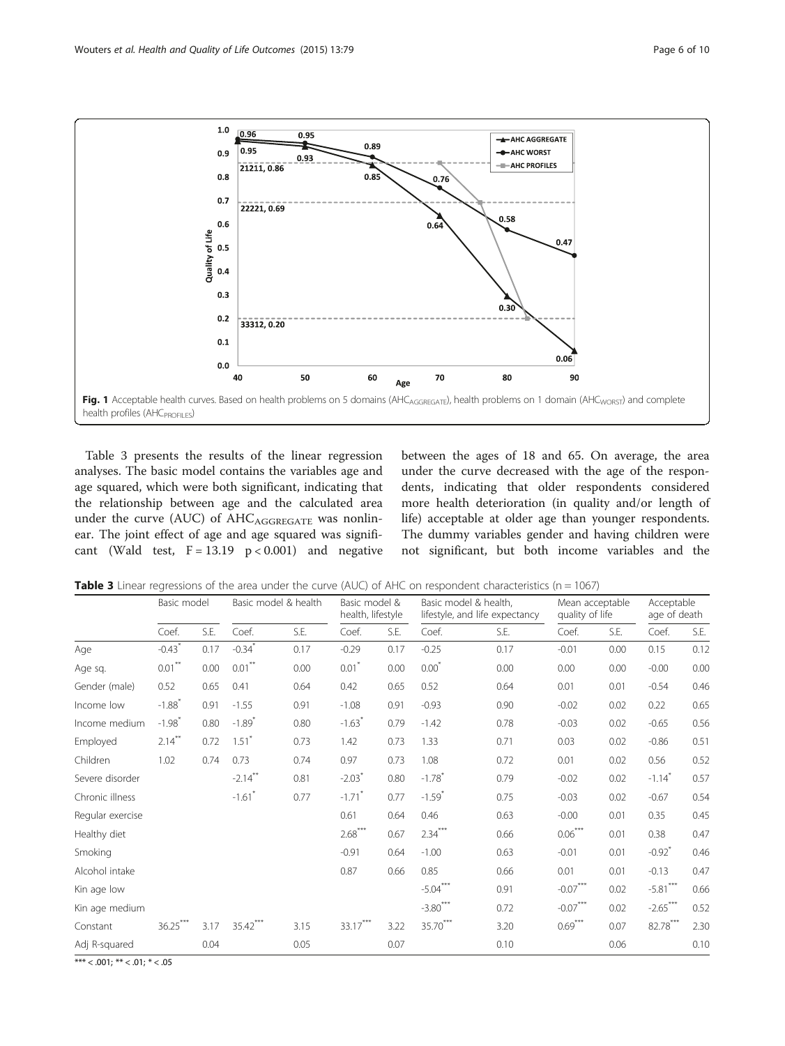Fig. 1 Acceptable health curves. Based on health problems on 5 domains ($AHC_{AGGREGATE}$), health problems on 1 domain ($AHC_{WORST}$) and complete health profiles ($AHC_{PROFILES}$)

Table 3 presents the results of the linear regression analyses. The basic model contains the variables age and age squared, which were both significant, indicating that the relationship between age and the calculated area under the curve (AUC) of $AHC_{AGGREGATE}$ was nonlinear. The joint effect of age and age squared was significant (Wald test, $F = 13.19$ $p < 0.001$) and negative between the ages of 18 and 65. On average, the area under the curve decreased with the age of the respondents, indicating that older respondents considered more health deterioration (in quality and/or length of life) acceptable at older age than younger respondents. The dummy variables gender and having children were not significant, but both income variables and the

**Table 3** Linear regressions of the area under the curve (AUC) of AHC on respondent characteristics (n = 1067)

| | Basic model | | Basic model & health | | Basic model & health, lifestyle | | Basic model & health, lifestyle, and life expectancy | | Mean acceptable quality of life | | Acceptable age of death | |
|---|---|---|---|---|---|---|---|---|---|---|---|---|
| | Coef. | S.E. | Coef. | S.E. | Coef. | S.E. | Coef. | S.E. | Coef. | S.E. | Coef. | S.E. |
| Age | -0.43* | 0.17 | -0.34* | 0.17 | -0.29 | 0.17 | -0.25 | 0.17 | -0.01 | 0.00 | 0.15 | 0.12 |
| Age sq. | 0.01** | 0.00 | 0.01** | 0.00 | 0.01* | 0.00 | 0.00* | 0.00 | 0.00 | 0.00 | -0.00 | 0.00 |
| Gender (male) | 0.52 | 0.65 | 0.41 | 0.64 | 0.42 | 0.65 | 0.52 | 0.64 | 0.01 | 0.01 | -0.54 | 0.46 |
| Income low | -1.88* | 0.91 | -1.55 | 0.91 | -1.08 | 0.91 | -0.93 | 0.90 | -0.02 | 0.02 | 0.22 | 0.65 |
| Income medium | -1.98* | 0.80 | -1.89* | 0.80 | -1.63* | 0.79 | -1.42 | 0.78 | -0.03 | 0.02 | -0.65 | 0.56 |
| Employed | 2.14** | 0.72 | 1.51* | 0.73 | 1.42 | 0.73 | 1.33 | 0.71 | 0.03 | 0.02 | -0.86 | 0.51 |
| Children | 1.02 | 0.74 | 0.73 | 0.74 | 0.97 | 0.73 | 1.08 | 0.72 | 0.01 | 0.02 | 0.56 | 0.52 |
| Severe disorder | | | -2.14** | 0.81 | -2.03* | 0.80 | -1.78* | 0.79 | -0.02 | 0.02 | -1.14* | 0.57 |
| Chronic illness | | | -1.61* | 0.77 | -1.71* | 0.77 | -1.59* | 0.75 | -0.03 | 0.02 | -0.67 | 0.54 |
| Regular exercise | | | | | 0.61 | 0.64 | 0.46 | 0.63 | -0.00 | 0.01 | 0.35 | 0.45 |
| Healthy diet | | | | | 2.68*** | 0.67 | 2.34*** | 0.66 | 0.06*** | 0.01 | 0.38 | 0.47 |
| Smoking | | | | | -0.91 | 0.64 | -1.00 | 0.63 | -0.01 | 0.01 | -0.92* | 0.46 |
| Alcohol intake | | | | | 0.87 | 0.66 | 0.85 | 0.66 | 0.01 | 0.01 | -0.13 | 0.47 |
| Kin age low | | | | | | | -5.04*** | 0.91 | -0.07*** | 0.02 | -5.81*** | 0.66 |
| Kin age medium | | | | | | | -3.80*** | 0.72 | -0.07*** | 0.02 | -2.65*** | 0.52 |
| Constant | 36.25*** | 3.17 | 35.42*** | 3.15 | 33.17*** | 3.22 | 35.70*** | 3.20 | 0.69*** | 0.07 | 82.78*** | 2.30 |
| Adj R-squared | | 0.04 | | 0.05 | | 0.07 | | 0.10 | | 0.06 | | 0.10 |

*** < .001; ** < .01; * < .05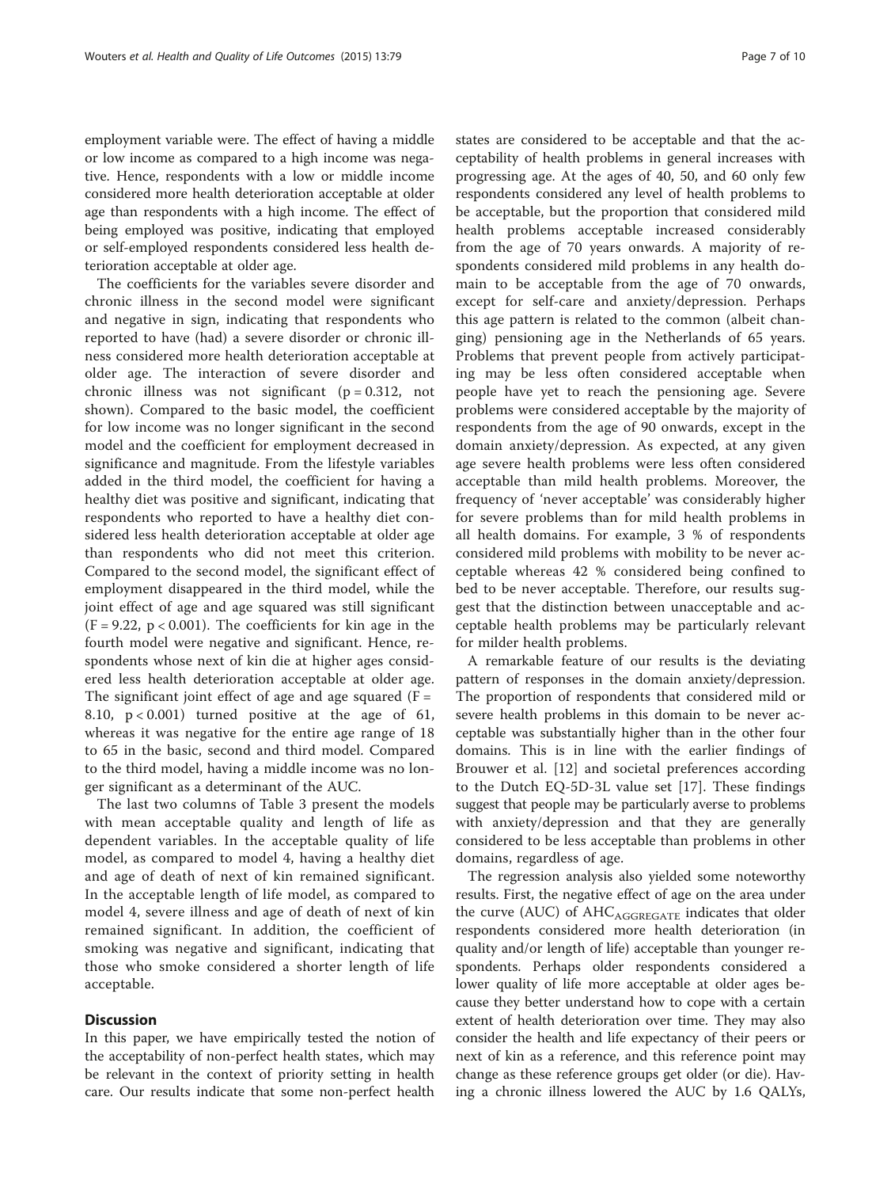employment variable were. The effect of having a middle or low income as compared to a high income was negative. Hence, respondents with a low or middle income considered more health deterioration acceptable at older age than respondents with a high income. The effect of being employed was positive, indicating that employed or self-employed respondents considered less health deterioration acceptable at older age.

The coefficients for the variables severe disorder and chronic illness in the second model were significant and negative in sign, indicating that respondents who reported to have (had) a severe disorder or chronic illness considered more health deterioration acceptable at older age. The interaction of severe disorder and chronic illness was not significant ($p = 0.312$, not shown). Compared to the basic model, the coefficient for low income was no longer significant in the second model and the coefficient for employment decreased in significance and magnitude. From the lifestyle variables added in the third model, the coefficient for having a healthy diet was positive and significant, indicating that respondents who reported to have a healthy diet considered less health deterioration acceptable at older age than respondents who did not meet this criterion. Compared to the second model, the significant effect of employment disappeared in the third model, while the joint effect of age and age squared was still significant ($F = 9.22$, $p < 0.001$). The coefficients for kin age in the fourth model were negative and significant. Hence, respondents whose next of kin die at higher ages considered less health deterioration acceptable at older age. The significant joint effect of age and age squared ($F = 8.10$, $p < 0.001$) turned positive at the age of 61, whereas it was negative for the entire age range of 18 to 65 in the basic, second and third model. Compared to the third model, having a middle income was no longer significant as a determinant of the AUC.

The last two columns of Table 3 present the models with mean acceptable quality and length of life as dependent variables. In the acceptable quality of life model, as compared to model 4, having a healthy diet and age of death of next of kin remained significant. In the acceptable length of life model, as compared to model 4, severe illness and age of death of next of kin remained significant. In addition, the coefficient of smoking was negative and significant, indicating that those who smoke considered a shorter length of life acceptable.

## Discussion

In this paper, we have empirically tested the notion of the acceptability of non-perfect health states, which may be relevant in the context of priority setting in health care. Our results indicate that some non-perfect health states are considered to be acceptable and that the acceptability of health problems in general increases with progressing age. At the ages of 40, 50, and 60 only few respondents considered any level of health problems to be acceptable, but the proportion that considered mild health problems acceptable increased considerably from the age of 70 years onwards. A majority of respondents considered mild problems in any health domain to be acceptable from the age of 70 onwards, except for self-care and anxiety/depression. Perhaps this age pattern is related to the common (albeit changing) pensioning age in the Netherlands of 65 years. Problems that prevent people from actively participating may be less often considered acceptable when people have yet to reach the pensioning age. Severe problems were considered acceptable by the majority of respondents from the age of 90 onwards, except in the domain anxiety/depression. As expected, at any given age severe health problems were less often considered acceptable than mild health problems. Moreover, the frequency of 'never acceptable' was considerably higher for severe problems than for mild health problems in all health domains. For example, 3 % of respondents considered mild problems with mobility to be never acceptable whereas 42 % considered being confined to bed to be never acceptable. Therefore, our results suggest that the distinction between unacceptable and acceptable health problems may be particularly relevant for milder health problems.

A remarkable feature of our results is the deviating pattern of responses in the domain anxiety/depression. The proportion of respondents that considered mild or severe health problems in this domain to be never acceptable was substantially higher than in the other four domains. This is in line with the earlier findings of Brouwer et al. [12] and societal preferences according to the Dutch EQ-5D-3L value set [17]. These findings suggest that people may be particularly averse to problems with anxiety/depression and that they are generally considered to be less acceptable than problems in other domains, regardless of age.

The regression analysis also yielded some noteworthy results. First, the negative effect of age on the area under the curve (AUC) of $AHC_{AGGREGATE}$ indicates that older respondents considered more health deterioration (in quality and/or length of life) acceptable than younger respondents. Perhaps older respondents considered a lower quality of life more acceptable at older ages because they better understand how to cope with a certain extent of health deterioration over time. They may also consider the health and life expectancy of their peers or next of kin as a reference, and this reference point may change as these reference groups get older (or die). Having a chronic illness lowered the AUC by 1.6 QALYs,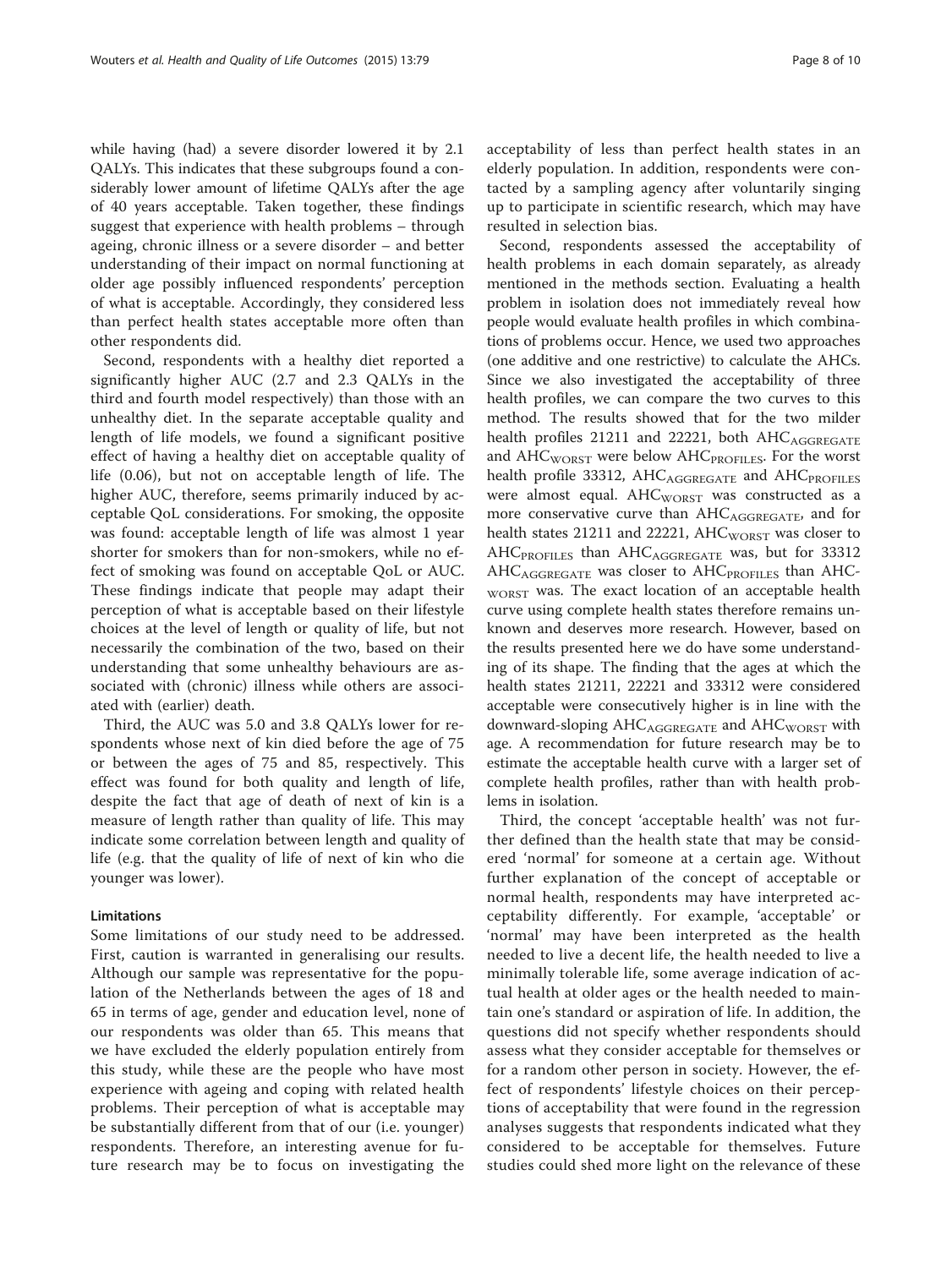while having (had) a severe disorder lowered it by 2.1 QALYs. This indicates that these subgroups found a considerably lower amount of lifetime QALYs after the age of 40 years acceptable. Taken together, these findings suggest that experience with health problems – through ageing, chronic illness or a severe disorder – and better understanding of their impact on normal functioning at older age possibly influenced respondents' perception of what is acceptable. Accordingly, they considered less than perfect health states acceptable more often than other respondents did.

Second, respondents with a healthy diet reported a significantly higher AUC (2.7 and 2.3 QALYs in the third and fourth model respectively) than those with an unhealthy diet. In the separate acceptable quality and length of life models, we found a significant positive effect of having a healthy diet on acceptable quality of life (0.06), but not on acceptable length of life. The higher AUC, therefore, seems primarily induced by acceptable QoL considerations. For smoking, the opposite was found: acceptable length of life was almost 1 year shorter for smokers than for non-smokers, while no effect of smoking was found on acceptable QoL or AUC. These findings indicate that people may adapt their perception of what is acceptable based on their lifestyle choices at the level of length or quality of life, but not necessarily the combination of the two, based on their understanding that some unhealthy behaviours are associated with (chronic) illness while others are associated with (earlier) death.

Third, the AUC was 5.0 and 3.8 QALYs lower for respondents whose next of kin died before the age of 75 or between the ages of 75 and 85, respectively. This effect was found for both quality and length of life, despite the fact that age of death of next of kin is a measure of length rather than quality of life. This may indicate some correlation between length and quality of life (e.g. that the quality of life of next of kin who die younger was lower).

#### Limitations

Some limitations of our study need to be addressed. First, caution is warranted in generalising our results. Although our sample was representative for the population of the Netherlands between the ages of 18 and 65 in terms of age, gender and education level, none of our respondents was older than 65. This means that we have excluded the elderly population entirely from this study, while these are the people who have most experience with ageing and coping with related health problems. Their perception of what is acceptable may be substantially different from that of our (i.e. younger) respondents. Therefore, an interesting avenue for future research may be to focus on investigating the acceptability of less than perfect health states in an elderly population. In addition, respondents were contacted by a sampling agency after voluntarily singing up to participate in scientific research, which may have resulted in selection bias.

Second, respondents assessed the acceptability of health problems in each domain separately, as already mentioned in the methods section. Evaluating a health problem in isolation does not immediately reveal how people would evaluate health profiles in which combinations of problems occur. Hence, we used two approaches (one additive and one restrictive) to calculate the AHCs. Since we also investigated the acceptability of three health profiles, we can compare the two curves to this method. The results showed that for the two milder health profiles 21211 and 22221, both $AHC_{AGGREGATE}$ and $AHC_{WORST}$ were below $AHC_{PROFILES}$. For the worst health profile 33312, $AHC_{AGGREGATE}$ and $AHC_{PROFILES}$ were almost equal. $AHC_{WORST}$ was constructed as a more conservative curve than $AHC_{AGGREGATE}$, and for health states 21211 and 22221, $AHC_{WORST}$ was closer to $AHC_{PROFILES}$ than $AHC_{AGGREGATE}$ was, but for 33312 $AHC_{AGGREGATE}$ was closer to $AHC_{PROFILES}$ than $AHC_{WORST}$ was. The exact location of an acceptable health curve using complete health states therefore remains unknown and deserves more research. However, based on the results presented here we do have some understanding of its shape. The finding that the ages at which the health states 21211, 22221 and 33312 were considered acceptable were consecutively higher is in line with the downward-sloping $AHC_{AGGREGATE}$ and $AHC_{WORST}$ with age. A recommendation for future research may be to estimate the acceptable health curve with a larger set of complete health profiles, rather than with health problems in isolation.

Third, the concept 'acceptable health' was not further defined than the health state that may be considered 'normal' for someone at a certain age. Without further explanation of the concept of acceptable or normal health, respondents may have interpreted acceptability differently. For example, 'acceptable' or 'normal' may have been interpreted as the health needed to live a decent life, the health needed to live a minimally tolerable life, some average indication of actual health at older ages or the health needed to maintain one's standard or aspiration of life. In addition, the questions did not specify whether respondents should assess what they consider acceptable for themselves or for a random other person in society. However, the effect of respondents' lifestyle choices on their perceptions of acceptability that were found in the regression analyses suggests that respondents indicated what they considered to be acceptable for themselves. Future studies could shed more light on the relevance of these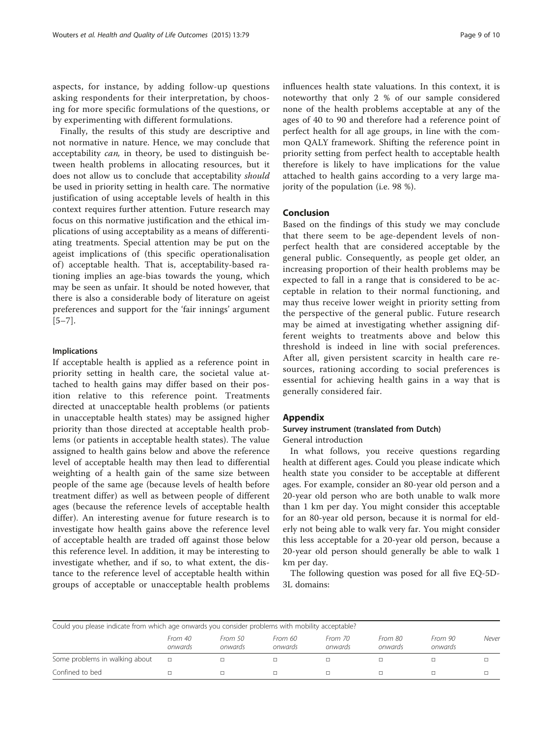aspects, for instance, by adding follow-up questions asking respondents for their interpretation, by choosing for more specific formulations of the questions, or by experimenting with different formulations.

Finally, the results of this study are descriptive and not normative in nature. Hence, we may conclude that acceptability *can,* in theory, be used to distinguish between health problems in allocating resources, but it does not allow us to conclude that acceptability *should* be used in priority setting in health care. The normative justification of using acceptable levels of health in this context requires further attention. Future research may focus on this normative justification and the ethical implications of using acceptability as a means of differentiating treatments. Special attention may be put on the ageist implications of (this specific operationalisation of) acceptable health. That is, acceptability-based rationing implies an age-bias towards the young, which may be seen as unfair. It should be noted however, that there is also a considerable body of literature on ageist preferences and support for the 'fair innings' argument [5–7].

### Implications

If acceptable health is applied as a reference point in priority setting in health care, the societal value attached to health gains may differ based on their position relative to this reference point. Treatments directed at unacceptable health problems (or patients in unacceptable health states) may be assigned higher priority than those directed at acceptable health problems (or patients in acceptable health states). The value assigned to health gains below and above the reference level of acceptable health may then lead to differential weighting of a health gain of the same size between people of the same age (because levels of health before treatment differ) as well as between people of different ages (because the reference levels of acceptable health differ). An interesting avenue for future research is to investigate how health gains above the reference level of acceptable health are traded off against those below this reference level. In addition, it may be interesting to investigate whether, and if so, to what extent, the distance to the reference level of acceptable health within groups of acceptable or unacceptable health problems influences health state valuations. In this context, it is noteworthy that only 2 % of our sample considered none of the health problems acceptable at any of the ages of 40 to 90 and therefore had a reference point of perfect health for all age groups, in line with the common QALY framework. Shifting the reference point in priority setting from perfect health to acceptable health therefore is likely to have implications for the value attached to health gains according to a very large majority of the population (i.e. 98 %).

## Conclusion

Based on the findings of this study we may conclude that there seem to be age-dependent levels of non-perfect health that are considered acceptable by the general public. Consequently, as people get older, an increasing proportion of their health problems may be expected to fall in a range that is considered to be acceptable in relation to their normal functioning, and may thus receive lower weight in priority setting from the perspective of the general public. Future research may be aimed at investigating whether assigning different weights to treatments above and below this threshold is indeed in line with social preferences. After all, given persistent scarcity in health care resources, rationing according to social preferences is essential for achieving health gains in a way that is generally considered fair.

## Appendix

### Survey instrument (translated from Dutch)

General introduction

In what follows, you receive questions regarding health at different ages. Could you please indicate which health state you consider to be acceptable at different ages. For example, consider an 80-year old person and a 20-year old person who are both unable to walk more than 1 km per day. You might consider this acceptable for an 80-year old person, because it is normal for elderly not being able to walk very far. You might consider this less acceptable for a 20-year old person, because a 20-year old person should generally be able to walk 1 km per day.

The following question was posed for all five EQ-5D-3L domains:

| Could you please indicate from which age onwards you consider problems with mobility acceptable? | | | | | | | |
|---|---|---|---|---|---|---|---|
| | *From 40 onwards* | *From 50 onwards* | *From 60 onwards* | *From 70 onwards* | *From 80 onwards* | *From 90 onwards* | *Never* |
| Some problems in walking about | □ | □ | □ | □ | □ | □ | □ |
| Confined to bed | □ | □ | □ | □ | □ | □ | □ |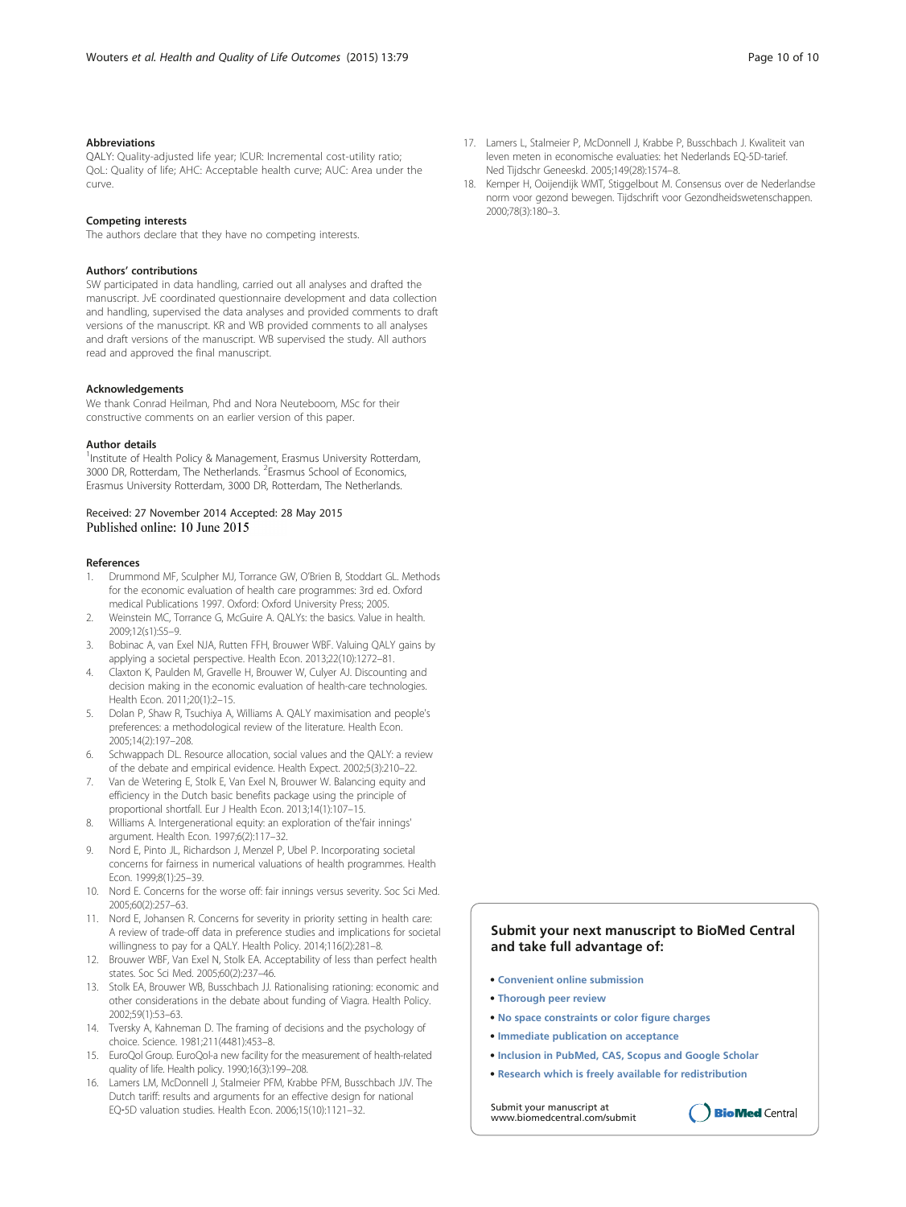### Abbreviations

QALY: Quality-adjusted life year; ICUR: Incremental cost-utility ratio; QoL: Quality of life; AHC: Acceptable health curve; AUC: Area under the curve.

### Competing interests

The authors declare that they have no competing interests.

### Authors' contributions

SW participated in data handling, carried out all analyses and drafted the manuscript. JvE coordinated questionnaire development and data collection and handling, supervised the data analyses and provided comments to draft versions of the manuscript. KR and WB provided comments to all analyses and draft versions of the manuscript. WB supervised the study. All authors read and approved the final manuscript.

### Acknowledgements

We thank Conrad Heilman, Phd and Nora Neuteboom, MSc for their constructive comments on an earlier version of this paper.

### Author details

[1]Institute of Health Policy & Management, Erasmus University Rotterdam, 3000 DR, Rotterdam, The Netherlands. [2]Erasmus School of Economics, Erasmus University Rotterdam, 3000 DR, Rotterdam, The Netherlands.

Received: 27 November 2014 Accepted: 28 May 2015
Published online: 10 June 2015

### References

1. Drummond MF, Sculpher MJ, Torrance GW, O'Brien B, Stoddart GL. Methods for the economic evaluation of health care programmes: 3rd ed. Oxford medical Publications 1997. Oxford: Oxford University Press; 2005.
2. Weinstein MC, Torrance G, McGuire A. QALYs: the basics. Value in health. 2009;12(s1):S5–9.
3. Bobinac A, van Exel NJA, Rutten FFH, Brouwer WBF. Valuing QALY gains by applying a societal perspective. Health Econ. 2013;22(10):1272–81.
4. Claxton K, Paulden M, Gravelle H, Brouwer W, Culyer AJ. Discounting and decision making in the economic evaluation of health-care technologies. Health Econ. 2011;20(1):2–15.
5. Dolan P, Shaw R, Tsuchiya A, Williams A. QALY maximisation and people's preferences: a methodological review of the literature. Health Econ. 2005;14(2):197–208.
6. Schwappach DL. Resource allocation, social values and the QALY: a review of the debate and empirical evidence. Health Expect. 2002;5(3):210–22.
7. Van de Wetering E, Stolk E, Van Exel N, Brouwer W. Balancing equity and efficiency in the Dutch basic benefits package using the principle of proportional shortfall. Eur J Health Econ. 2013;14(1):107–15.
8. Williams A. Intergenerational equity: an exploration of the'fair innings' argument. Health Econ. 1997;6(2):117–32.
9. Nord E, Pinto JL, Richardson J, Menzel P, Ubel P. Incorporating societal concerns for fairness in numerical valuations of health programmes. Health Econ. 1999;8(1):25–39.
10. Nord E. Concerns for the worse off: fair innings versus severity. Soc Sci Med. 2005;60(2):257–63.
11. Nord E, Johansen R. Concerns for severity in priority setting in health care: A review of trade-off data in preference studies and implications for societal willingness to pay for a QALY. Health Policy. 2014;116(2):281–8.
12. Brouwer WBF, Van Exel N, Stolk EA. Acceptability of less than perfect health states. Soc Sci Med. 2005;60(2):237–46.
13. Stolk EA, Brouwer WB, Busschbach JJ. Rationalising rationing: economic and other considerations in the debate about funding of Viagra. Health Policy. 2002;59(1):53–63.
14. Tversky A, Kahneman D. The framing of decisions and the psychology of choice. Science. 1981;211(4481):453–8.
15. EuroQol Group. EuroQol-a new facility for the measurement of health-related quality of life. Health policy. 1990;16(3):199–208.
16. Lamers LM, McDonnell J, Stalmeier PFM, Krabbe PFM, Busschbach JJV. The Dutch tariff: results and arguments for an effective design for national EQ-5D valuation studies. Health Econ. 2006;15(10):1121–32.
17. Lamers L, Stalmeier P, McDonnell J, Krabbe P, Busschbach J. Kwaliteit van leven meten in economische evaluaties: het Nederlands EQ-5D-tarief. Ned Tijdschr Geneeskd. 2005;149(28):1574–8.
18. Kemper H, Ooijendijk WMT, Stiggelbout M. Consensus over de Nederlandse norm voor gezond bewegen. Tijdschrift voor Gezondheidswetenschappen. 2000;78(3):180–3.

**Submit your next manuscript to BioMed Central and take full advantage of:**

- Convenient online submission
- Thorough peer review
- No space constraints or color figure charges
- Immediate publication on acceptance
- Inclusion in PubMed, CAS, Scopus and Google Scholar
- Research which is freely available for redistribution

Submit your manuscript at www.biomedcentral.com/submit

BioMed Central